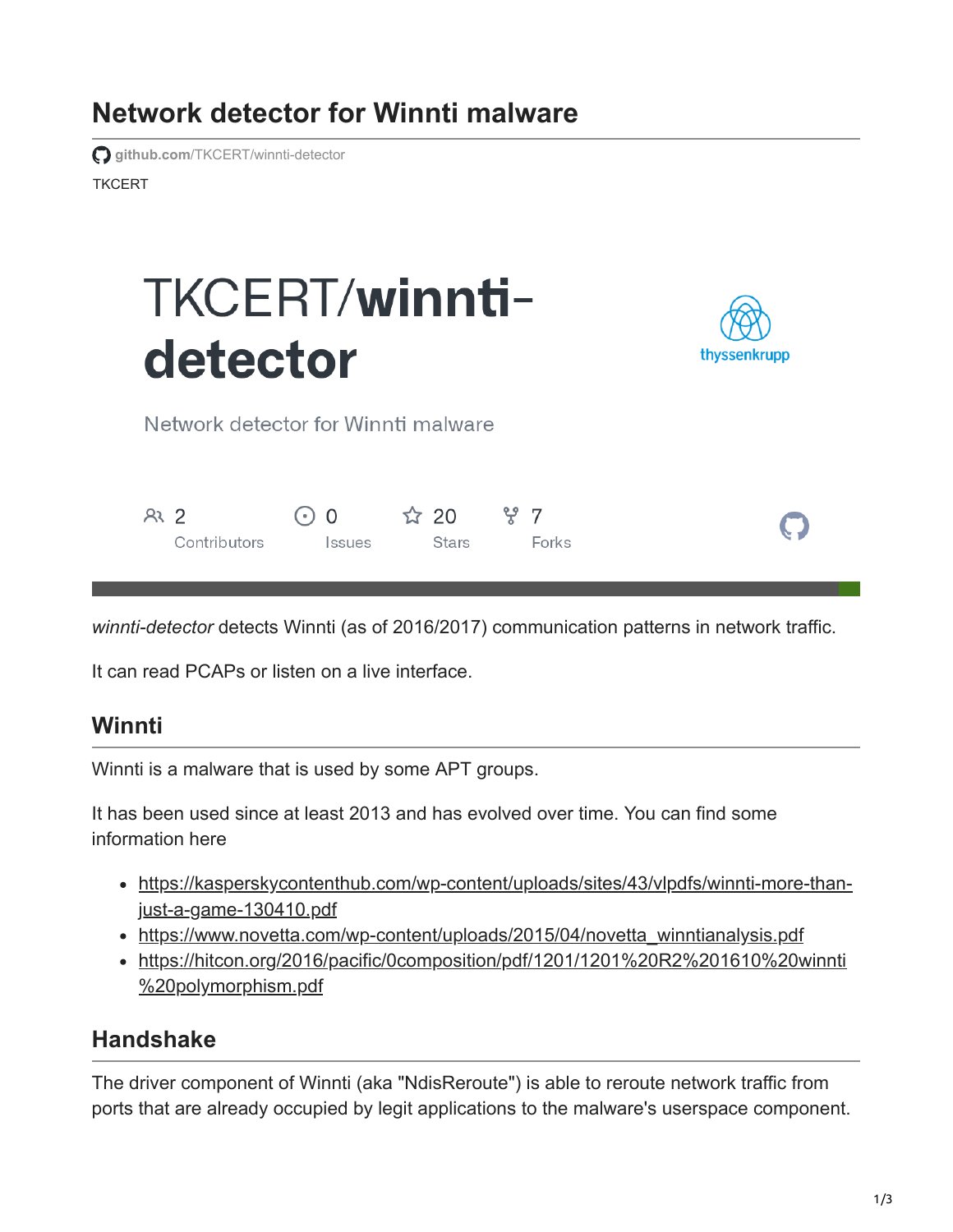# Network detector for Winnti malware

github.com/TKCERT/winnti-detector

TKCERT

TKCERT/**winnti-detector**

Network detector for Winnti malware

2 Contributors | 0 Issues | 20 Stars | 7 Forks

*winnti-detector* detects Winnti (as of 2016/2017) communication patterns in network traffic.

It can read PCAPs or listen on a live interface.

## Winnti

Winnti is a malware that is used by some APT groups.

It has been used since at least 2013 and has evolved over time. You can find some information here

- https://kasperskycontenthub.com/wp-content/uploads/sites/43/vlpdfs/winnti-more-than-just-a-game-130410.pdf
- https://www.novetta.com/wp-content/uploads/2015/04/novetta_winntianalysis.pdf
- https://hitcon.org/2016/pacific/0composition/pdf/1201/1201%20R2%201610%20winnti%20polymorphism.pdf

## Handshake

The driver component of Winnti (aka "NdisReroute") is able to reroute network traffic from ports that are already occupied by legit applications to the malware's userspace component.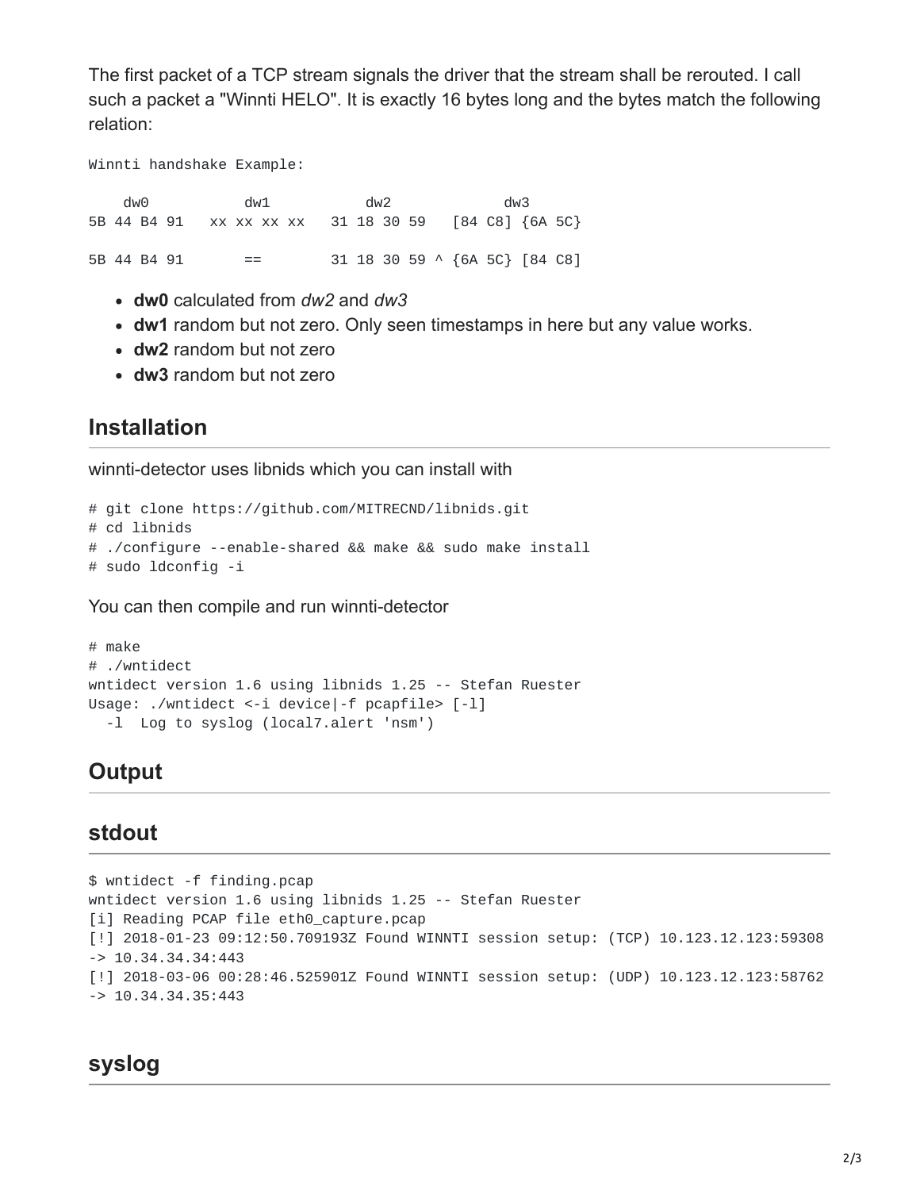The first packet of a TCP stream signals the driver that the stream shall be rerouted. I call such a packet a "Winnti HELO". It is exactly 16 bytes long and the bytes match the following relation:

```
Winnti handshake Example:

    dw0          dw1          dw2           dw3
5B 44 B4 91   xx xx xx xx   31 18 30 59   [84 C8] {6A 5C}

5B 44 B4 91       ==        31 18 30 59 ^ {6A 5C} [84 C8]
```

- **dw0** calculated from *dw2* and *dw3*
- **dw1** random but not zero. Only seen timestamps in here but any value works.
- **dw2** random but not zero
- **dw3** random but not zero

## Installation

winnti-detector uses libnids which you can install with

```
# git clone https://github.com/MITRECND/libnids.git
# cd libnids
# ./configure --enable-shared && make && sudo make install
# sudo ldconfig -i
```

You can then compile and run winnti-detector

```
# make
# ./wntidect
wntidect version 1.6 using libnids 1.25 -- Stefan Ruester
Usage: ./wntidect <-i device|-f pcapfile> [-l]
  -l  Log to syslog (local7.alert 'nsm')
```

## Output

## stdout

```
$ wntidect -f finding.pcap
wntidect version 1.6 using libnids 1.25 -- Stefan Ruester
[i] Reading PCAP file eth0_capture.pcap
[!] 2018-01-23 09:12:50.709193Z Found WINNTI session setup: (TCP) 10.123.12.123:59308
-> 10.34.34.34:443
[!] 2018-03-06 00:28:46.525901Z Found WINNTI session setup: (UDP) 10.123.12.123:58762
-> 10.34.34.35:443
```

## syslog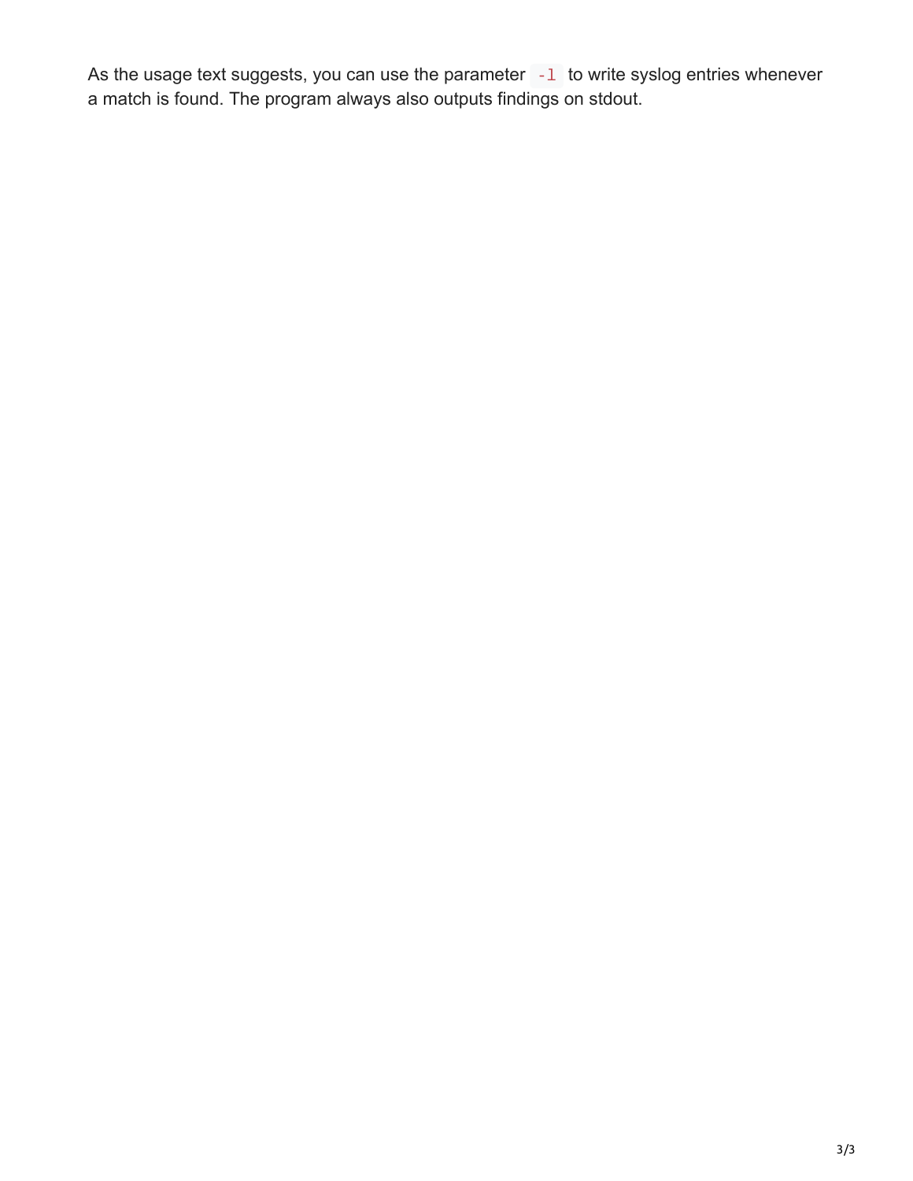As the usage text suggests, you can use the parameter `-l` to write syslog entries whenever a match is found. The program always also outputs findings on stdout.